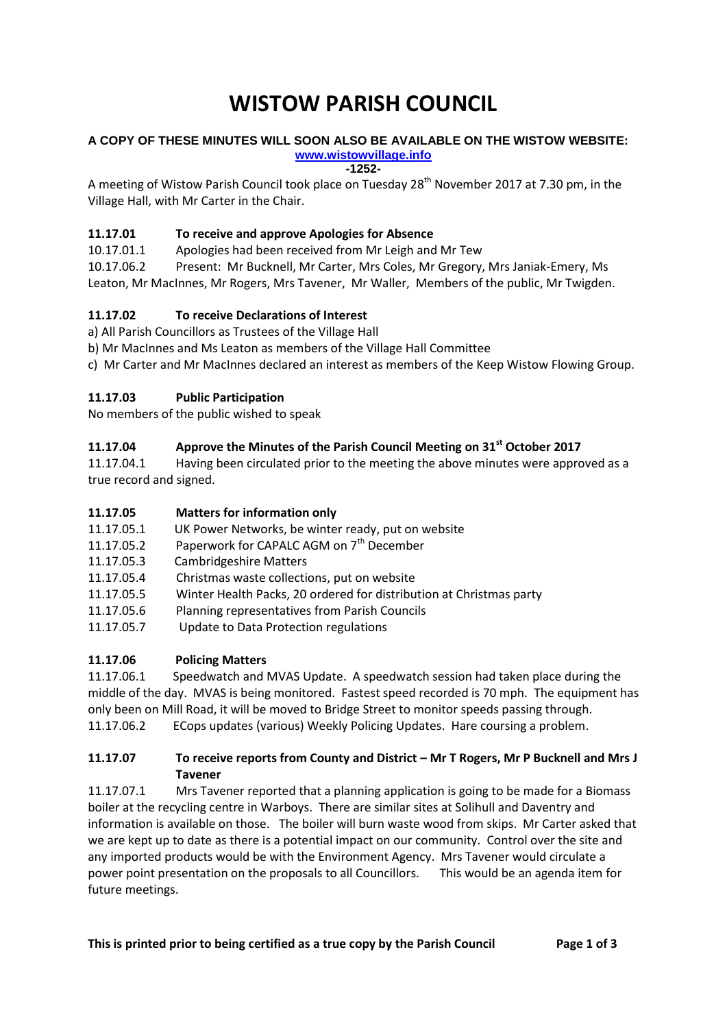# WISTOW PARISH COUNCIL

**A COPY OF THESE MINUTES WILL SOON ALSO BE AVAILABLE ON THE WISTOW WEBSITE:**
**www.wistowvillage.info**
**-1252-**

A meeting of Wistow Parish Council took place on Tuesday 28th November 2017 at 7.30 pm, in the Village Hall, with Mr Carter in the Chair.

### 11.17.01 To receive and approve Apologies for Absence

10.17.01.1 Apologies had been received from Mr Leigh and Mr Tew

10.17.06.2 Present: Mr Bucknell, Mr Carter, Mrs Coles, Mr Gregory, Mrs Janiak-Emery, Ms Leaton, Mr MacInnes, Mr Rogers, Mrs Tavener, Mr Waller, Members of the public, Mr Twigden.

### 11.17.02 To receive Declarations of Interest

a) All Parish Councillors as Trustees of the Village Hall

b) Mr MacInnes and Ms Leaton as members of the Village Hall Committee

c) Mr Carter and Mr MacInnes declared an interest as members of the Keep Wistow Flowing Group.

### 11.17.03 Public Participation

No members of the public wished to speak

### 11.17.04 Approve the Minutes of the Parish Council Meeting on 31st October 2017

11.17.04.1 Having been circulated prior to the meeting the above minutes were approved as a true record and signed.

### 11.17.05 Matters for information only

11.17.05.1 UK Power Networks, be winter ready, put on website

11.17.05.2 Paperwork for CAPALC AGM on 7th December

11.17.05.3 Cambridgeshire Matters

11.17.05.4 Christmas waste collections, put on website

11.17.05.5 Winter Health Packs, 20 ordered for distribution at Christmas party

11.17.05.6 Planning representatives from Parish Councils

11.17.05.7 Update to Data Protection regulations

### 11.17.06 Policing Matters

11.17.06.1 Speedwatch and MVAS Update. A speedwatch session had taken place during the middle of the day. MVAS is being monitored. Fastest speed recorded is 70 mph. The equipment has only been on Mill Road, it will be moved to Bridge Street to monitor speeds passing through.

11.17.06.2 ECops updates (various) Weekly Policing Updates. Hare coursing a problem.

### 11.17.07 To receive reports from County and District – Mr T Rogers, Mr P Bucknell and Mrs J Tavener

11.17.07.1 Mrs Tavener reported that a planning application is going to be made for a Biomass boiler at the recycling centre in Warboys. There are similar sites at Solihull and Daventry and information is available on those. The boiler will burn waste wood from skips. Mr Carter asked that we are kept up to date as there is a potential impact on our community. Control over the site and any imported products would be with the Environment Agency. Mrs Tavener would circulate a power point presentation on the proposals to all Councillors. This would be an agenda item for future meetings.

**This is printed prior to being certified as a true copy by the Parish Council**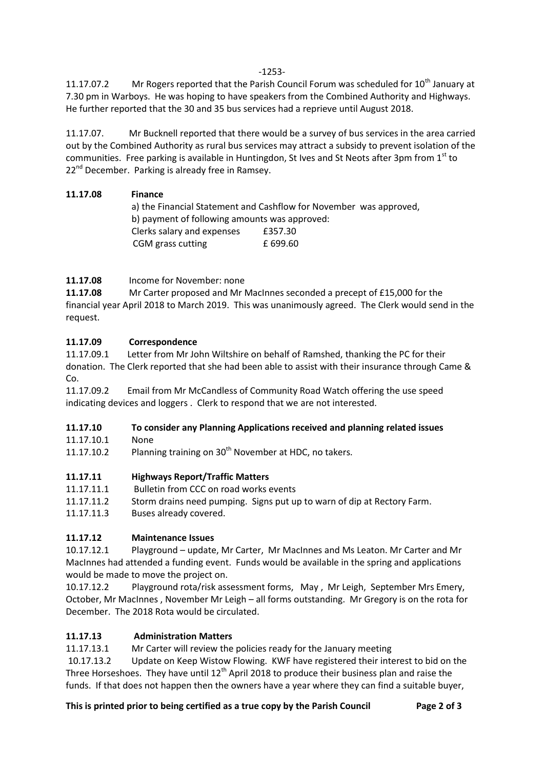11.17.07.2 Mr Rogers reported that the Parish Council Forum was scheduled for 10th January at 7.30 pm in Warboys. He was hoping to have speakers from the Combined Authority and Highways. He further reported that the 30 and 35 bus services had a reprieve until August 2018.

11.17.07. Mr Bucknell reported that there would be a survey of bus services in the area carried out by the Combined Authority as rural bus services may attract a subsidy to prevent isolation of the communities. Free parking is available in Huntingdon, St Ives and St Neots after 3pm from 1st to 22nd December. Parking is already free in Ramsey.

**11.17.08 Finance**

a) the Financial Statement and Cashflow for November was approved,
b) payment of following amounts was approved:

| | |
|---|---|
| Clerks salary and expenses | £357.30 |
| CGM grass cutting | £ 699.60 |

**11.17.08** Income for November: none

**11.17.08** Mr Carter proposed and Mr MacInnes seconded a precept of £15,000 for the financial year April 2018 to March 2019. This was unanimously agreed. The Clerk would send in the request.

**11.17.09 Correspondence**

11.17.09.1 Letter from Mr John Wiltshire on behalf of Ramshed, thanking the PC for their donation. The Clerk reported that she had been able to assist with their insurance through Came & Co.

11.17.09.2 Email from Mr McCandless of Community Road Watch offering the use speed indicating devices and loggers . Clerk to respond that we are not interested.

**11.17.10 To consider any Planning Applications received and planning related issues**

11.17.10.1 None

11.17.10.2 Planning training on 30th November at HDC, no takers.

**11.17.11 Highways Report/Traffic Matters**

11.17.11.1 Bulletin from CCC on road works events

11.17.11.2 Storm drains need pumping. Signs put up to warn of dip at Rectory Farm.

11.17.11.3 Buses already covered.

**11.17.12 Maintenance Issues**

10.17.12.1 Playground – update, Mr Carter, Mr MacInnes and Ms Leaton. Mr Carter and Mr MacInnes had attended a funding event. Funds would be available in the spring and applications would be made to move the project on.

10.17.12.2 Playground rota/risk assessment forms, May , Mr Leigh, September Mrs Emery, October, Mr MacInnes , November Mr Leigh – all forms outstanding. Mr Gregory is on the rota for December. The 2018 Rota would be circulated.

**11.17.13 Administration Matters**

11.17.13.1 Mr Carter will review the policies ready for the January meeting

10.17.13.2 Update on Keep Wistow Flowing. KWF have registered their interest to bid on the Three Horseshoes. They have until 12th April 2018 to produce their business plan and raise the funds. If that does not happen then the owners have a year where they can find a suitable buyer,

**This is printed prior to being certified as a true copy by the Parish Council**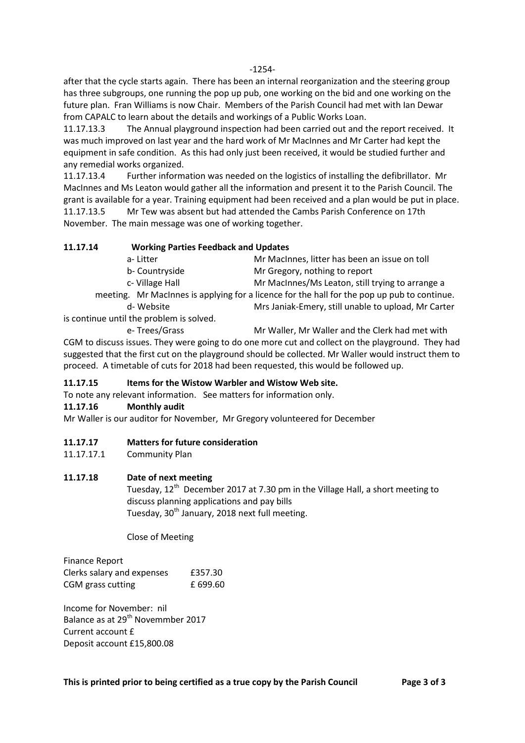after that the cycle starts again. There has been an internal reorganization and the steering group has three subgroups, one running the pop up pub, one working on the bid and one working on the future plan. Fran Williams is now Chair. Members of the Parish Council had met with Ian Dewar from CAPALC to learn about the details and workings of a Public Works Loan.

11.17.13.3 The Annual playground inspection had been carried out and the report received. It was much improved on last year and the hard work of Mr MacInnes and Mr Carter had kept the equipment in safe condition. As this had only just been received, it would be studied further and any remedial works organized.

11.17.13.4 Further information was needed on the logistics of installing the defibrillator. Mr MacInnes and Ms Leaton would gather all the information and present it to the Parish Council. The grant is available for a year. Training equipment had been received and a plan would be put in place.

11.17.13.5 Mr Tew was absent but had attended the Cambs Parish Conference on 17th November. The main message was one of working together.

**11.17.14 Working Parties Feedback and Updates**

a- Litter — Mr MacInnes, litter has been an issue on toll

b- Countryside — Mr Gregory, nothing to report

c- Village Hall — Mr MacInnes/Ms Leaton, still trying to arrange a meeting. Mr MacInnes is applying for a licence for the hall for the pop up pub to continue.

d- Website — Mrs Janiak-Emery, still unable to upload, Mr Carter is continue until the problem is solved.

e- Trees/Grass — Mr Waller, Mr Waller and the Clerk had met with CGM to discuss issues. They were going to do one more cut and collect on the playground. They had suggested that the first cut on the playground should be collected. Mr Waller would instruct them to proceed. A timetable of cuts for 2018 had been requested, this would be followed up.

**11.17.15 Items for the Wistow Warbler and Wistow Web site.**

To note any relevant information. See matters for information only.

**11.17.16 Monthly audit**

Mr Waller is our auditor for November, Mr Gregory volunteered for December

**11.17.17 Matters for future consideration**

11.17.17.1 Community Plan

**11.17.18 Date of next meeting**

Tuesday, 12th December 2017 at 7.30 pm in the Village Hall, a short meeting to discuss planning applications and pay bills

Tuesday, 30th January, 2018 next full meeting.

Close of Meeting

Finance Report

| | |
|---|---|
| Clerks salary and expenses | £357.30 |
| CGM grass cutting | £ 699.60 |

Income for November: nil

Balance as at 29th Novemmber 2017

Current account £

Deposit account £15,800.08

**This is printed prior to being certified as a true copy by the Parish Council**